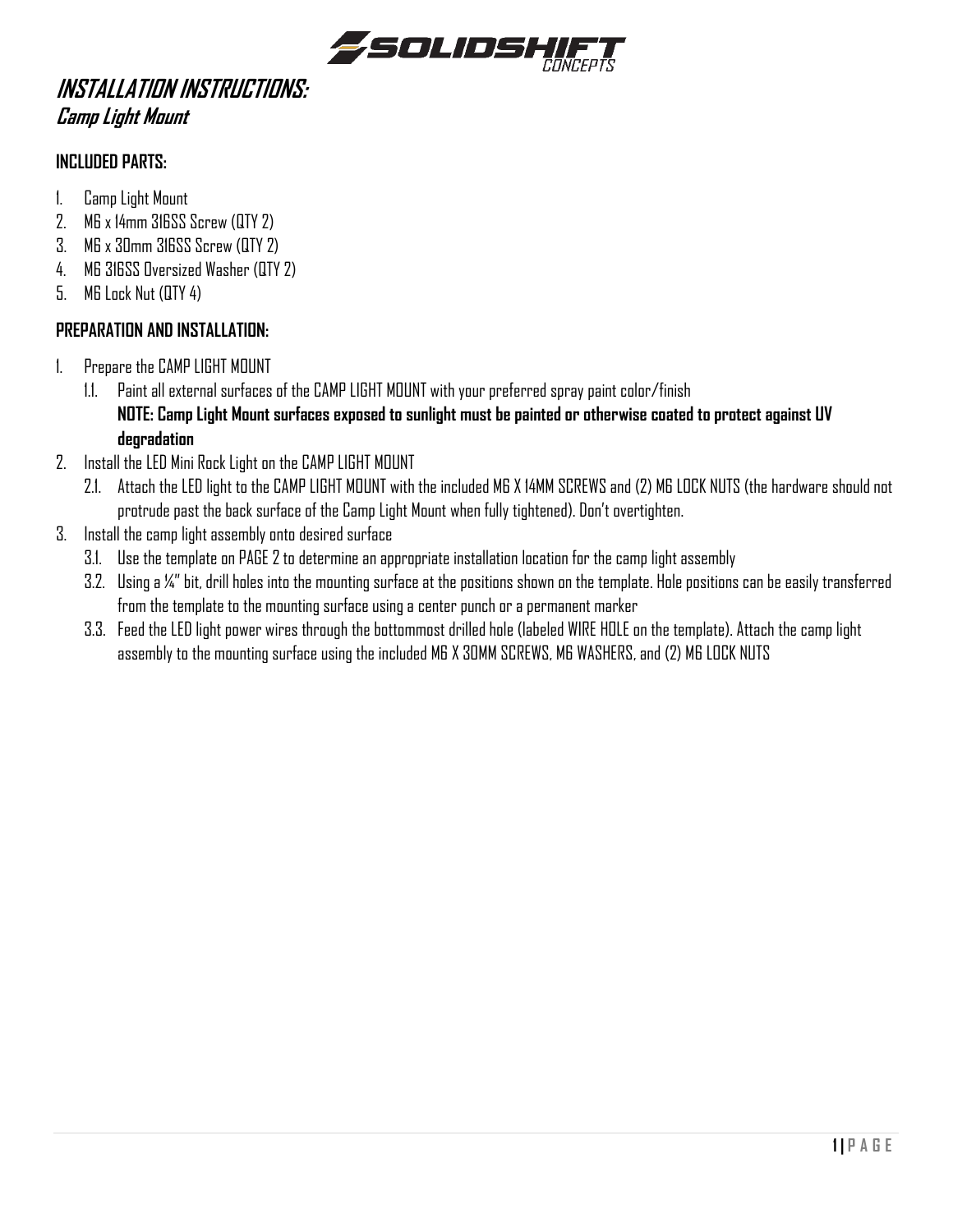# INSTALLATION INSTRUCTIONS:

## Camp Light Mount

### INCLUDED PARTS:

1. Camp Light Mount
2. M6 x 14mm 316SS Screw (QTY 2)
3. M6 x 30mm 316SS Screw (QTY 2)
4. M6 316SS Oversized Washer (QTY 2)
5. M6 Lock Nut (QTY 4)

### PREPARATION AND INSTALLATION:

1. Prepare the CAMP LIGHT MOUNT
   1.1. Paint all external surfaces of the CAMP LIGHT MOUNT with your preferred spray paint color/finish
   **NOTE: Camp Light Mount surfaces exposed to sunlight must be painted or otherwise coated to protect against UV degradation**
2. Install the LED Mini Rock Light on the CAMP LIGHT MOUNT
   2.1. Attach the LED light to the CAMP LIGHT MOUNT with the included M6 X 14MM SCREWS and (2) M6 LOCK NUTS (the hardware should not protrude past the back surface of the Camp Light Mount when fully tightened). Don't overtighten.
3. Install the camp light assembly onto desired surface
   3.1. Use the template on PAGE 2 to determine an appropriate installation location for the camp light assembly
   3.2. Using a ¼" bit, drill holes into the mounting surface at the positions shown on the template. Hole positions can be easily transferred from the template to the mounting surface using a center punch or a permanent marker
   3.3. Feed the LED light power wires through the bottommost drilled hole (labeled WIRE HOLE on the template). Attach the camp light assembly to the mounting surface using the included M6 X 30MM SCREWS, M6 WASHERS, and (2) M6 LOCK NUTS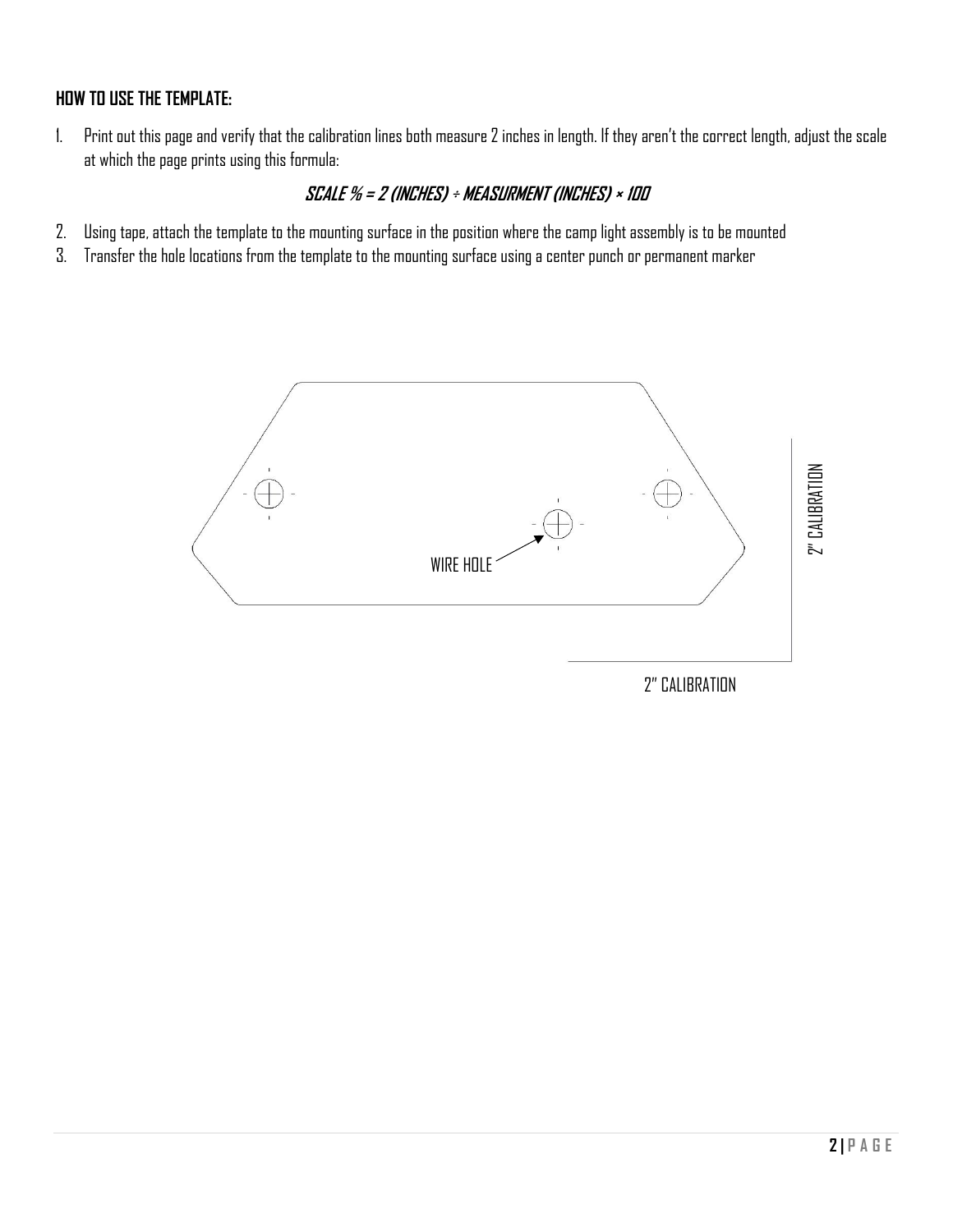**HOW TO USE THE TEMPLATE:**

1. Print out this page and verify that the calibration lines both measure 2 inches in length. If they aren't the correct length, adjust the scale at which the page prints using this formula:

***SCALE % = 2 (INCHES) ÷ MEASURMENT (INCHES) × 100***

2. Using tape, attach the template to the mounting surface in the position where the camp light assembly is to be mounted
3. Transfer the hole locations from the template to the mounting surface using a center punch or permanent marker

WIRE HOLE

2" CALIBRATION

2" CALIBRATION